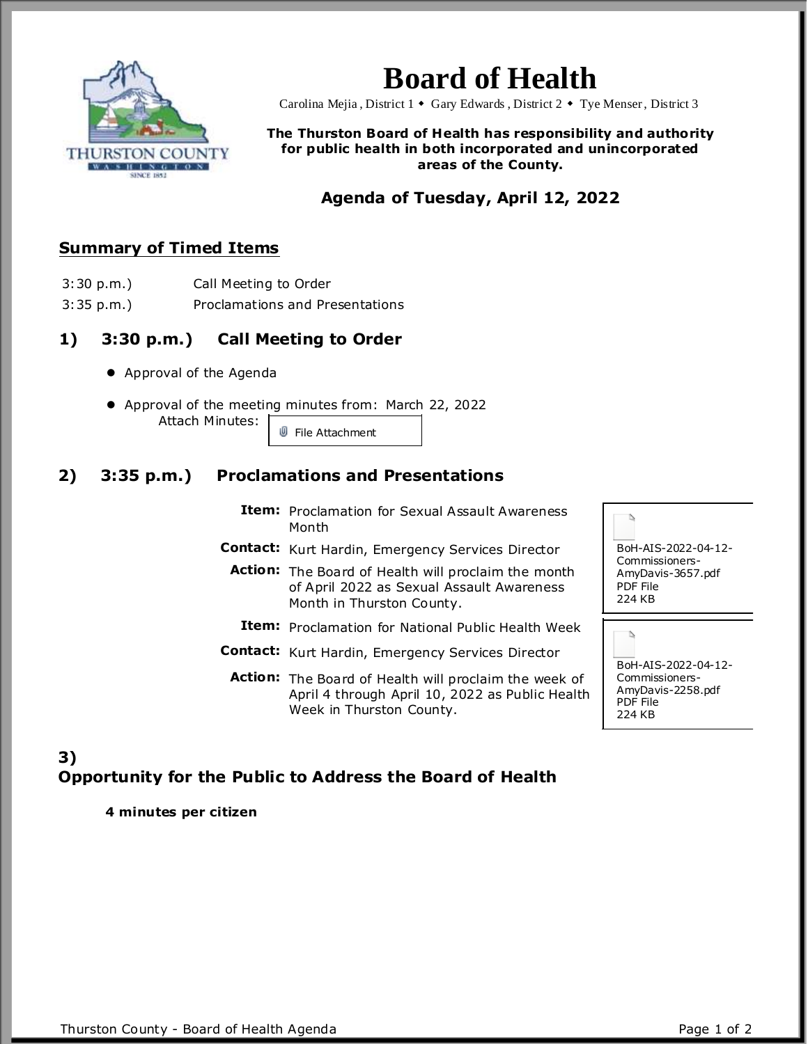# Board of Health

Carolina Mejia , District 1 ◆ Gary Edwards , District 2 ◆ Tye Menser, District 3

**The Thurston Board of Health has responsibility and authority for public health in both incorporated and unincorporated areas of the County.**

## Agenda of Tuesday, April 12, 2022

## Summary of Timed Items

| | |
|---|---|
| 3:30 p.m.) | Call Meeting to Order |
| 3:35 p.m.) | Proclamations and Presentations |

## 1) 3:30 p.m.) Call Meeting to Order

- Approval of the Agenda
- Approval of the meeting minutes from: March 22, 2022

  Attach Minutes: File Attachment

## 2) 3:35 p.m.) Proclamations and Presentations

**Item:** Proclamation for Sexual Assault Awareness Month

**Contact:** Kurt Hardin, Emergency Services Director

**Action:** The Board of Health will proclaim the month of April 2022 as Sexual Assault Awareness Month in Thurston County.

BoH-AIS-2022-04-12-Commissioners-AmyDavis-3657.pdf
PDF File
224 KB

**Item:** Proclamation for National Public Health Week

**Contact:** Kurt Hardin, Emergency Services Director

**Action:** The Board of Health will proclaim the week of April 4 through April 10, 2022 as Public Health Week in Thurston County.

BoH-AIS-2022-04-12-Commissioners-AmyDavis-2258.pdf
PDF File
224 KB

## 3) Opportunity for the Public to Address the Board of Health

**4 minutes per citizen**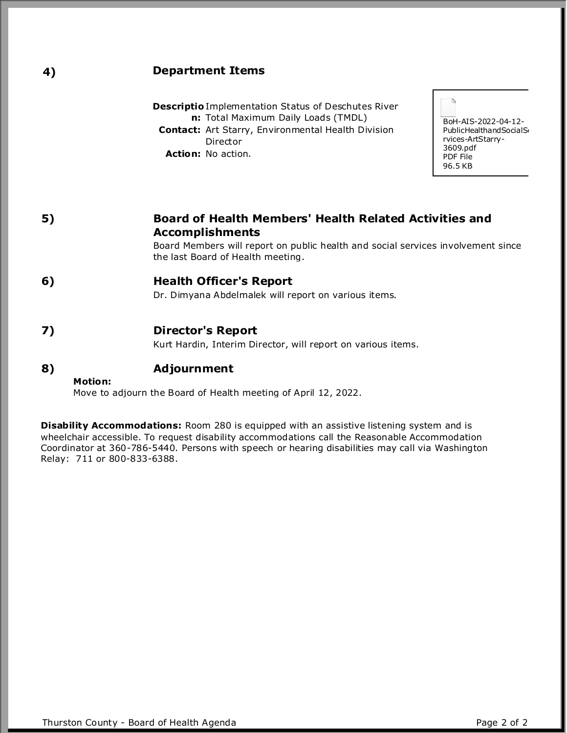**4)** **Department Items**

**Description:** Implementation Status of Deschutes River Total Maximum Daily Loads (TMDL)

**Contact:** Art Starry, Environmental Health Division Director

**Action:** No action.

BoH-AIS-2022-04-12-PublicHealthandSocialServices-ArtStarry-3609.pdf
PDF File
96.5 KB

**5)** **Board of Health Members' Health Related Activities and Accomplishments**

Board Members will report on public health and social services involvement since the last Board of Health meeting.

**6)** **Health Officer's Report**

Dr. Dimyana Abdelmalek will report on various items.

**7)** **Director's Report**

Kurt Hardin, Interim Director, will report on various items.

**8)** **Adjournment**

**Motion:**
Move to adjourn the Board of Health meeting of April 12, 2022.

**Disability Accommodations:** Room 280 is equipped with an assistive listening system and is wheelchair accessible. To request disability accommodations call the Reasonable Accommodation Coordinator at 360-786-5440. Persons with speech or hearing disabilities may call via Washington Relay: 711 or 800-833-6388.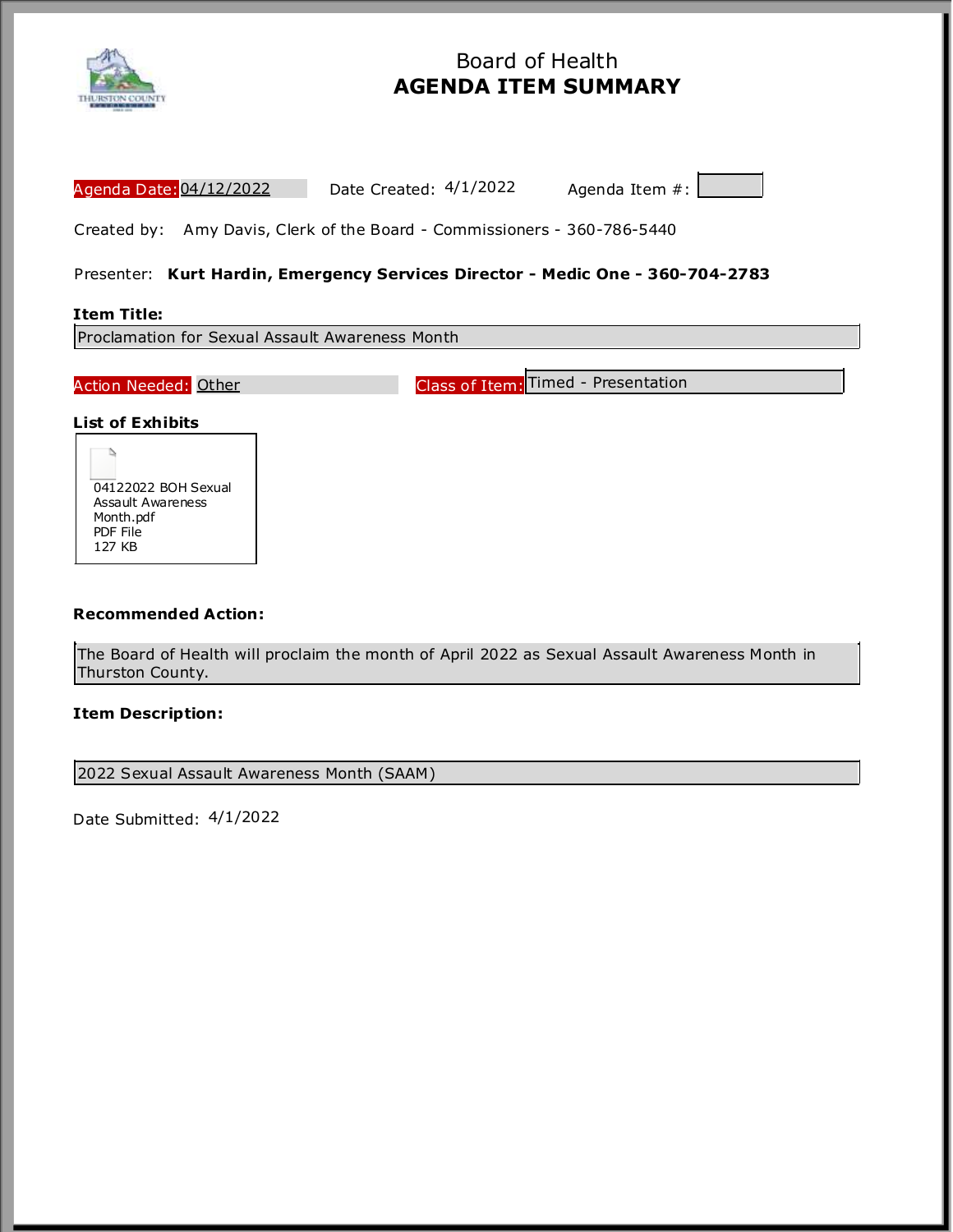# Board of Health
## AGENDA ITEM SUMMARY

Agenda Date: 04/12/2022 Date Created: 4/1/2022 Agenda Item #:

Created by: Amy Davis, Clerk of the Board - Commissioners - 360-786-5440

Presenter: **Kurt Hardin, Emergency Services Director - Medic One - 360-704-2783**

**Item Title:**

Proclamation for Sexual Assault Awareness Month

Action Needed: Other Class of Item: Timed - Presentation

**List of Exhibits**

04122022 BOH Sexual Assault Awareness Month.pdf
PDF File
127 KB

**Recommended Action:**

The Board of Health will proclaim the month of April 2022 as Sexual Assault Awareness Month in Thurston County.

**Item Description:**

2022 Sexual Assault Awareness Month (SAAM)

Date Submitted: 4/1/2022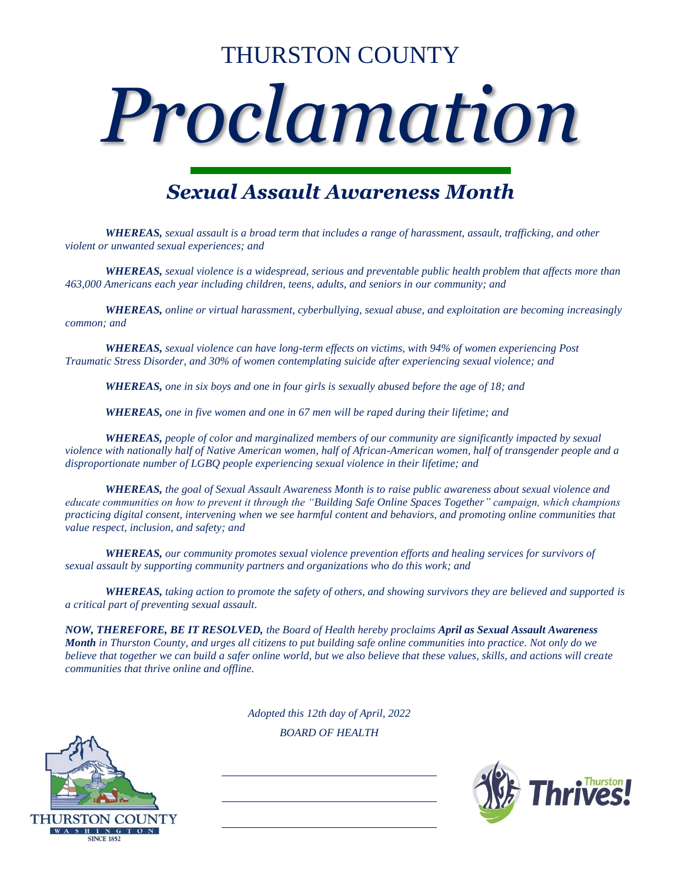# THURSTON COUNTY

# *Proclamation*

## *Sexual Assault Awareness Month*

***WHEREAS,*** *sexual assault is a broad term that includes a range of harassment, assault, trafficking, and other violent or unwanted sexual experiences; and*

***WHEREAS,*** *sexual violence is a widespread, serious and preventable public health problem that affects more than 463,000 Americans each year including children, teens, adults, and seniors in our community; and*

***WHEREAS,*** *online or virtual harassment, cyberbullying, sexual abuse, and exploitation are becoming increasingly common; and*

***WHEREAS,*** *sexual violence can have long-term effects on victims, with 94% of women experiencing Post Traumatic Stress Disorder, and 30% of women contemplating suicide after experiencing sexual violence; and*

***WHEREAS,*** *one in six boys and one in four girls is sexually abused before the age of 18; and*

***WHEREAS,*** *one in five women and one in 67 men will be raped during their lifetime; and*

***WHEREAS,*** *people of color and marginalized members of our community are significantly impacted by sexual violence with nationally half of Native American women, half of African-American women, half of transgender people and a disproportionate number of LGBQ people experiencing sexual violence in their lifetime; and*

***WHEREAS,*** *the goal of Sexual Assault Awareness Month is to raise public awareness about sexual violence and educate communities on how to prevent it through the "Building Safe Online Spaces Together" campaign, which champions practicing digital consent, intervening when we see harmful content and behaviors, and promoting online communities that value respect, inclusion, and safety; and*

***WHEREAS,*** *our community promotes sexual violence prevention efforts and healing services for survivors of sexual assault by supporting community partners and organizations who do this work; and*

***WHEREAS,*** *taking action to promote the safety of others, and showing survivors they are believed and supported is a critical part of preventing sexual assault.*

***NOW, THEREFORE, BE IT RESOLVED,*** *the Board of Health hereby proclaims **April as Sexual Assault Awareness Month** in Thurston County, and urges all citizens to put building safe online communities into practice. Not only do we believe that together we can build a safer online world, but we also believe that these values, skills, and actions will create communities that thrive online and offline.*

*Adopted this 12th day of April, 2022*

*BOARD OF HEALTH*

\_\_\_\_\_\_\_\_\_\_\_\_\_\_\_\_\_\_\_\_\_\_\_\_\_\_\_\_\_\_\_\_

\_\_\_\_\_\_\_\_\_\_\_\_\_\_\_\_\_\_\_\_\_\_\_\_\_\_\_\_\_\_\_\_

\_\_\_\_\_\_\_\_\_\_\_\_\_\_\_\_\_\_\_\_\_\_\_\_\_\_\_\_\_\_\_\_

THURSTON COUNTY
WASHINGTON
SINCE 1852

Thurston Thrives!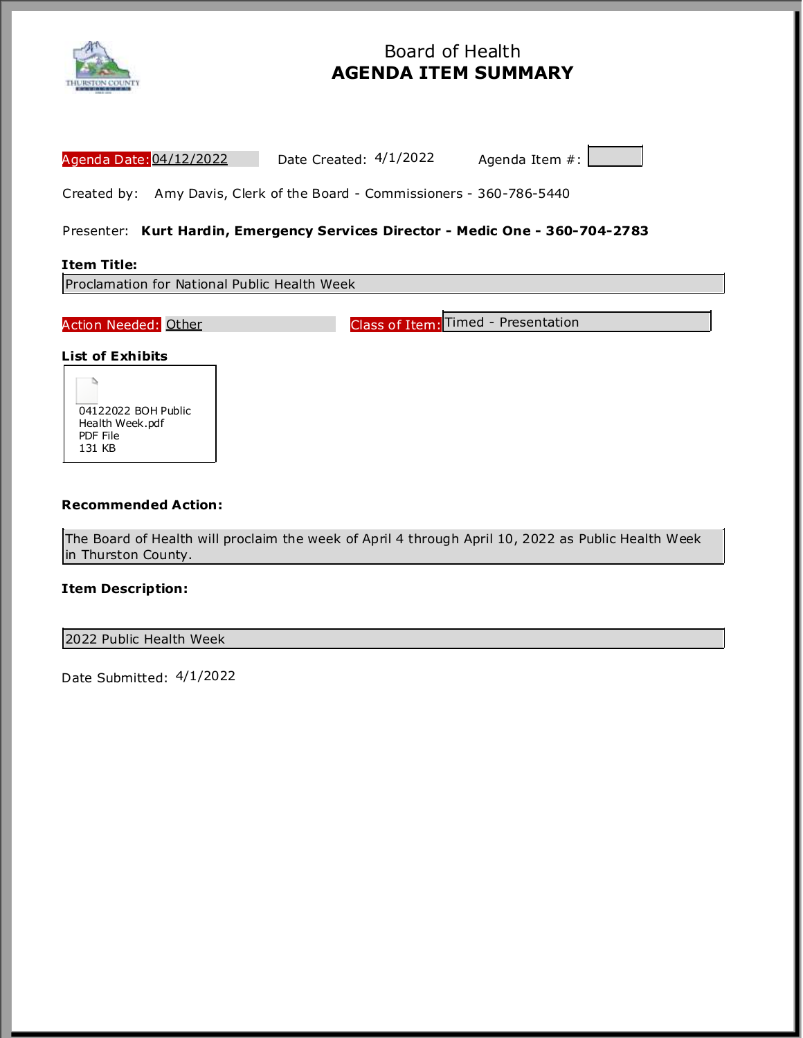# Board of Health
## AGENDA ITEM SUMMARY

**Agenda Date:** 04/12/2022 Date Created: 4/1/2022 Agenda Item #:

Created by: Amy Davis, Clerk of the Board - Commissioners - 360-786-5440

Presenter: **Kurt Hardin, Emergency Services Director - Medic One - 360-704-2783**

**Item Title:**

Proclamation for National Public Health Week

**Action Needed:** Other **Class of Item:** Timed - Presentation

**List of Exhibits**

04122022 BOH Public Health Week.pdf
PDF File
131 KB

**Recommended Action:**

The Board of Health will proclaim the week of April 4 through April 10, 2022 as Public Health Week in Thurston County.

**Item Description:**

2022 Public Health Week

Date Submitted: 4/1/2022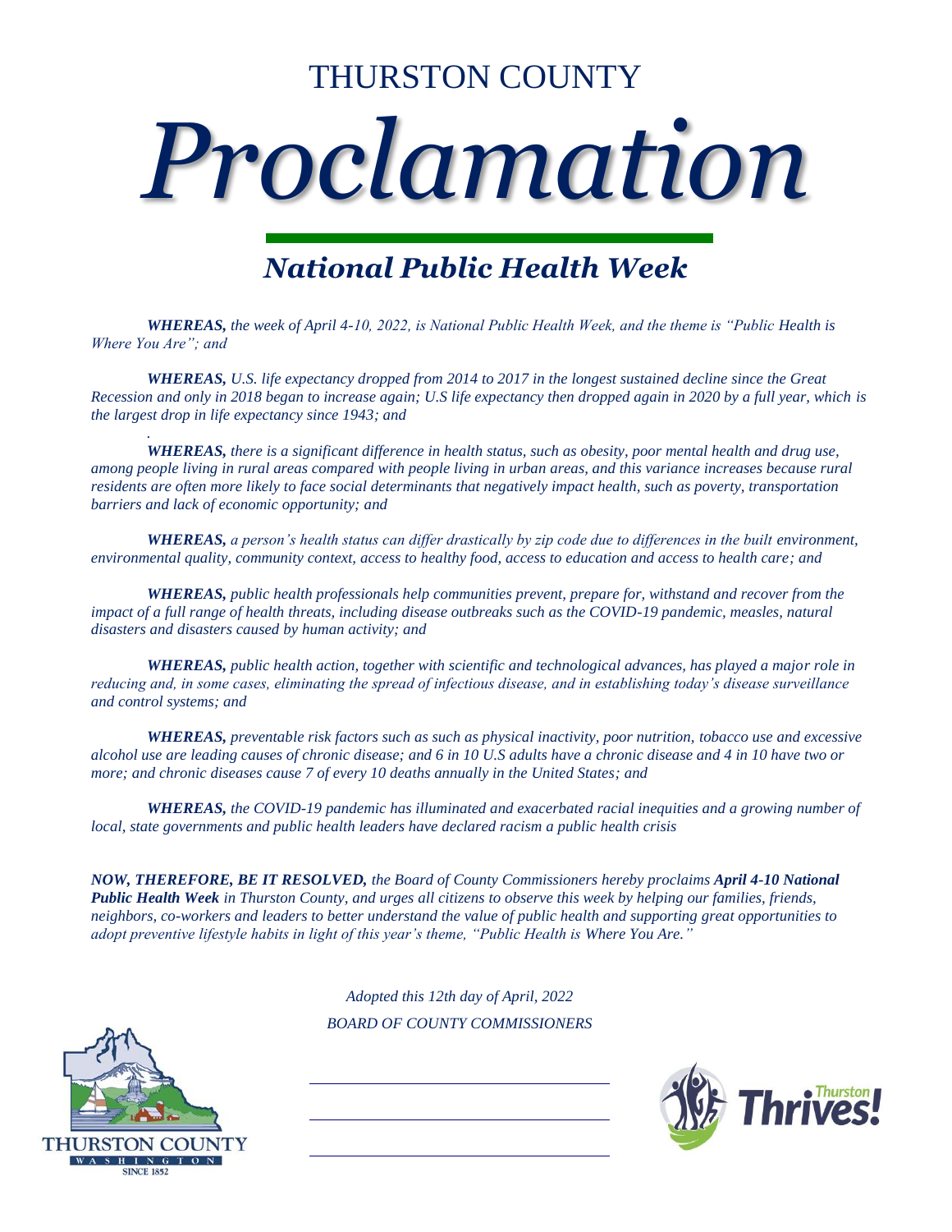# THURSTON COUNTY

# *Proclamation*

## *National Public Health Week*

***WHEREAS,*** *the week of April 4-10, 2022, is National Public Health Week, and the theme is "Public Health is Where You Are"; and*

***WHEREAS,*** *U.S. life expectancy dropped from 2014 to 2017 in the longest sustained decline since the Great Recession and only in 2018 began to increase again; U.S life expectancy then dropped again in 2020 by a full year, which is the largest drop in life expectancy since 1943; and*

***WHEREAS,*** *there is a significant difference in health status, such as obesity, poor mental health and drug use, among people living in rural areas compared with people living in urban areas, and this variance increases because rural residents are often more likely to face social determinants that negatively impact health, such as poverty, transportation barriers and lack of economic opportunity; and*

***WHEREAS,*** *a person's health status can differ drastically by zip code due to differences in the built environment, environmental quality, community context, access to healthy food, access to education and access to health care; and*

***WHEREAS,*** *public health professionals help communities prevent, prepare for, withstand and recover from the impact of a full range of health threats, including disease outbreaks such as the COVID-19 pandemic, measles, natural disasters and disasters caused by human activity; and*

***WHEREAS,*** *public health action, together with scientific and technological advances, has played a major role in reducing and, in some cases, eliminating the spread of infectious disease, and in establishing today's disease surveillance and control systems; and*

***WHEREAS,*** *preventable risk factors such as such as physical inactivity, poor nutrition, tobacco use and excessive alcohol use are leading causes of chronic disease; and 6 in 10 U.S adults have a chronic disease and 4 in 10 have two or more; and chronic diseases cause 7 of every 10 deaths annually in the United States; and*

***WHEREAS,*** *the COVID-19 pandemic has illuminated and exacerbated racial inequities and a growing number of local, state governments and public health leaders have declared racism a public health crisis*

***NOW, THEREFORE, BE IT RESOLVED,*** *the Board of County Commissioners hereby proclaims **April 4-10 National Public Health Week** in Thurston County, and urges all citizens to observe this week by helping our families, friends, neighbors, co-workers and leaders to better understand the value of public health and supporting great opportunities to adopt preventive lifestyle habits in light of this year's theme, "Public Health is Where You Are."*

*Adopted this 12th day of April, 2022*
*BOARD OF COUNTY COMMISSIONERS*

\_\_\_\_\_\_\_\_\_\_\_\_\_\_\_\_\_\_\_\_\_\_\_\_\_\_\_\_\_\_

\_\_\_\_\_\_\_\_\_\_\_\_\_\_\_\_\_\_\_\_\_\_\_\_\_\_\_\_\_\_

\_\_\_\_\_\_\_\_\_\_\_\_\_\_\_\_\_\_\_\_\_\_\_\_\_\_\_\_\_\_

THURSTON COUNTY
WASHINGTON
SINCE 1852

Thurston Thrives!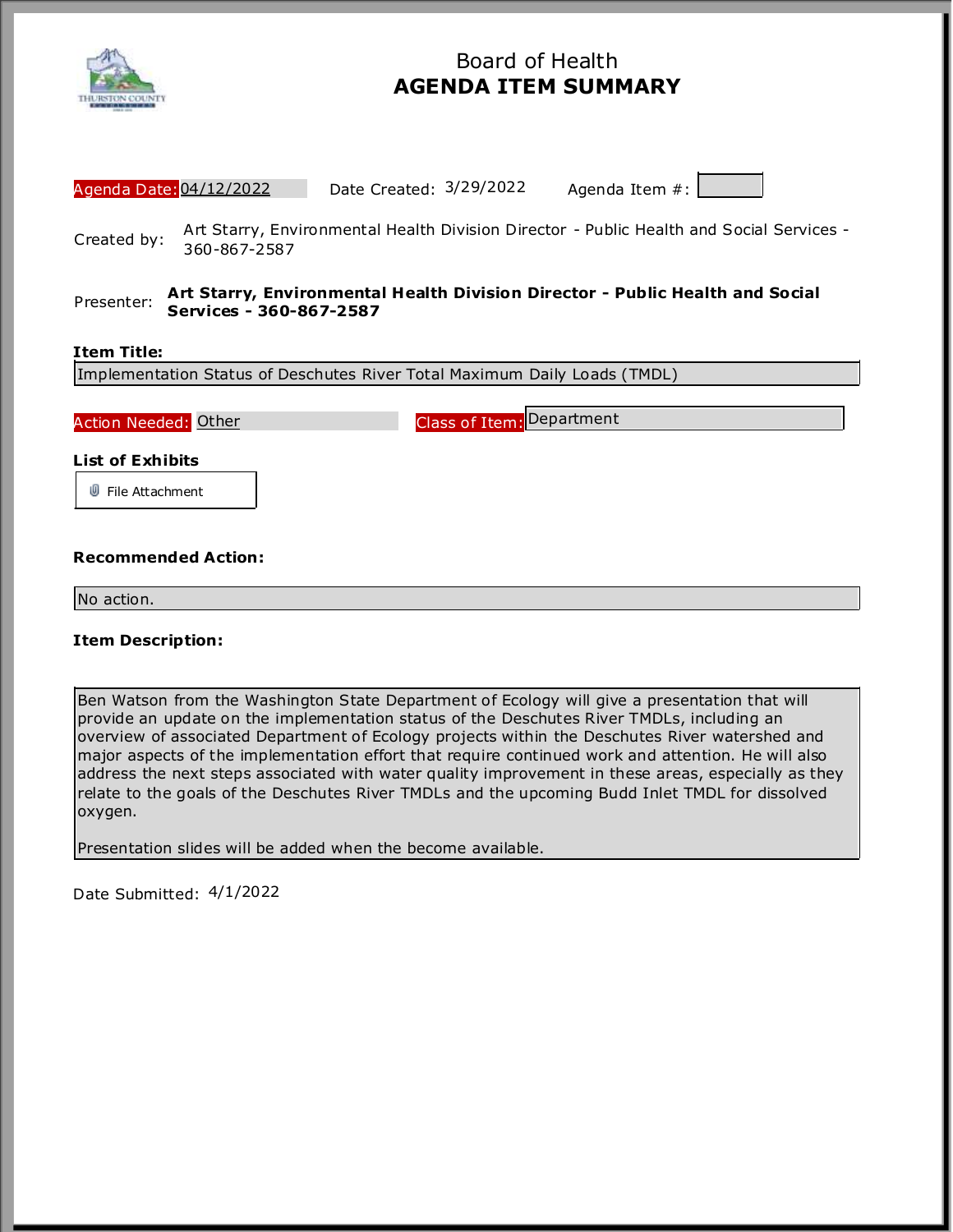# Board of Health
## AGENDA ITEM SUMMARY

Agenda Date: 04/12/2022 Date Created: 3/29/2022 Agenda Item #:

Created by: Art Starry, Environmental Health Division Director - Public Health and Social Services - 360-867-2587

Presenter: **Art Starry, Environmental Health Division Director - Public Health and Social Services - 360-867-2587**

**Item Title:**

Implementation Status of Deschutes River Total Maximum Daily Loads (TMDL)

Action Needed: Other Class of Item: Department

**List of Exhibits**

File Attachment

**Recommended Action:**

No action.

**Item Description:**

Ben Watson from the Washington State Department of Ecology will give a presentation that will provide an update on the implementation status of the Deschutes River TMDLs, including an overview of associated Department of Ecology projects within the Deschutes River watershed and major aspects of the implementation effort that require continued work and attention. He will also address the next steps associated with water quality improvement in these areas, especially as they relate to the goals of the Deschutes River TMDLs and the upcoming Budd Inlet TMDL for dissolved oxygen.

Presentation slides will be added when the become available.

Date Submitted: 4/1/2022